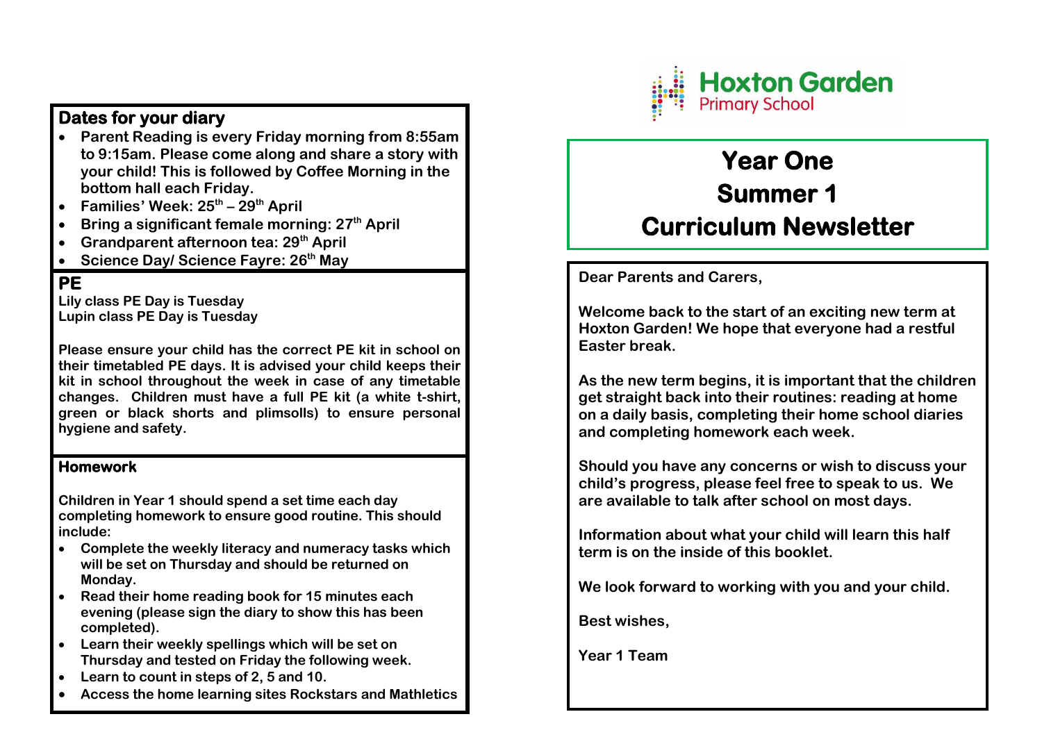Hoxton Garden
Primary School

# Year One
# Summer 1
# Curriculum Newsletter

**Dear Parents and Carers,**

**Welcome back to the start of an exciting new term at Hoxton Garden! We hope that everyone had a restful Easter break.**

**As the new term begins, it is important that the children get straight back into their routines: reading at home on a daily basis, completing their home school diaries and completing homework each week.**

**Should you have any concerns or wish to discuss your child's progress, please feel free to speak to us. We are available to talk after school on most days.**

**Information about what your child will learn this half term is on the inside of this booklet.**

**We look forward to working with you and your child.**

**Best wishes,**

**Year 1 Team**

## Dates for your diary

- **Parent Reading is every Friday morning from 8:55am to 9:15am. Please come along and share a story with your child! This is followed by Coffee Morning in the bottom hall each Friday.**
- **Families' Week: 25th – 29th April**
- **Bring a significant female morning: 27th April**
- **Grandparent afternoon tea: 29th April**
- **Science Day/ Science Fayre: 26th May**

## PE

**Lily class PE Day is Tuesday**
**Lupin class PE Day is Tuesday**

**Please ensure your child has the correct PE kit in school on their timetabled PE days. It is advised your child keeps their kit in school throughout the week in case of any timetable changes. Children must have a full PE kit (a white t-shirt, green or black shorts and plimsolls) to ensure personal hygiene and safety.**

## Homework

**Children in Year 1 should spend a set time each day completing homework to ensure good routine. This should include:**

- **Complete the weekly literacy and numeracy tasks which will be set on Thursday and should be returned on Monday.**
- **Read their home reading book for 15 minutes each evening (please sign the diary to show this has been completed).**
- **Learn their weekly spellings which will be set on Thursday and tested on Friday the following week.**
- **Learn to count in steps of 2, 5 and 10.**
- **Access the home learning sites Rockstars and Mathletics**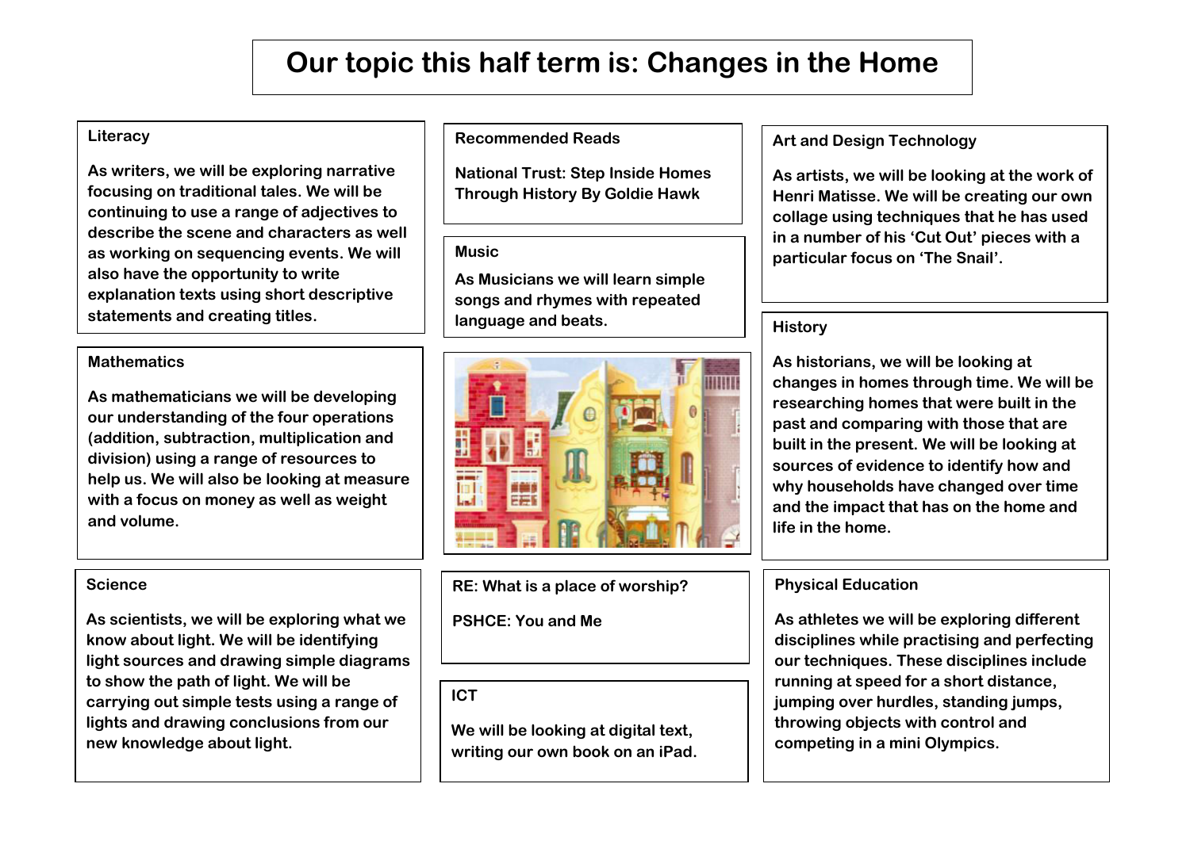# Our topic this half term is: Changes in the Home

## Literacy

As writers, we will be exploring narrative focusing on traditional tales. We will be continuing to use a range of adjectives to describe the scene and characters as well as working on sequencing events. We will also have the opportunity to write explanation texts using short descriptive statements and creating titles.

## Mathematics

As mathematicians we will be developing our understanding of the four operations (addition, subtraction, multiplication and division) using a range of resources to help us. We will also be looking at measure with a focus on money as well as weight and volume.

## Science

As scientists, we will be exploring what we know about light. We will be identifying light sources and drawing simple diagrams to show the path of light. We will be carrying out simple tests using a range of lights and drawing conclusions from our new knowledge about light.

## Recommended Reads

National Trust: Step Inside Homes Through History By Goldie Hawk

## Music

As Musicians we will learn simple songs and rhymes with repeated language and beats.

## RE: What is a place of worship?

## PSHCE: You and Me

## ICT

We will be looking at digital text, writing our own book on an iPad.

## Art and Design Technology

As artists, we will be looking at the work of Henri Matisse. We will be creating our own collage using techniques that he has used in a number of his 'Cut Out' pieces with a particular focus on 'The Snail'.

## History

As historians, we will be looking at changes in homes through time. We will be researching homes that were built in the past and comparing with those that are built in the present. We will be looking at sources of evidence to identify how and why households have changed over time and the impact that has on the home and life in the home.

## Physical Education

As athletes we will be exploring different disciplines while practising and perfecting our techniques. These disciplines include running at speed for a short distance, jumping over hurdles, standing jumps, throwing objects with control and competing in a mini Olympics.